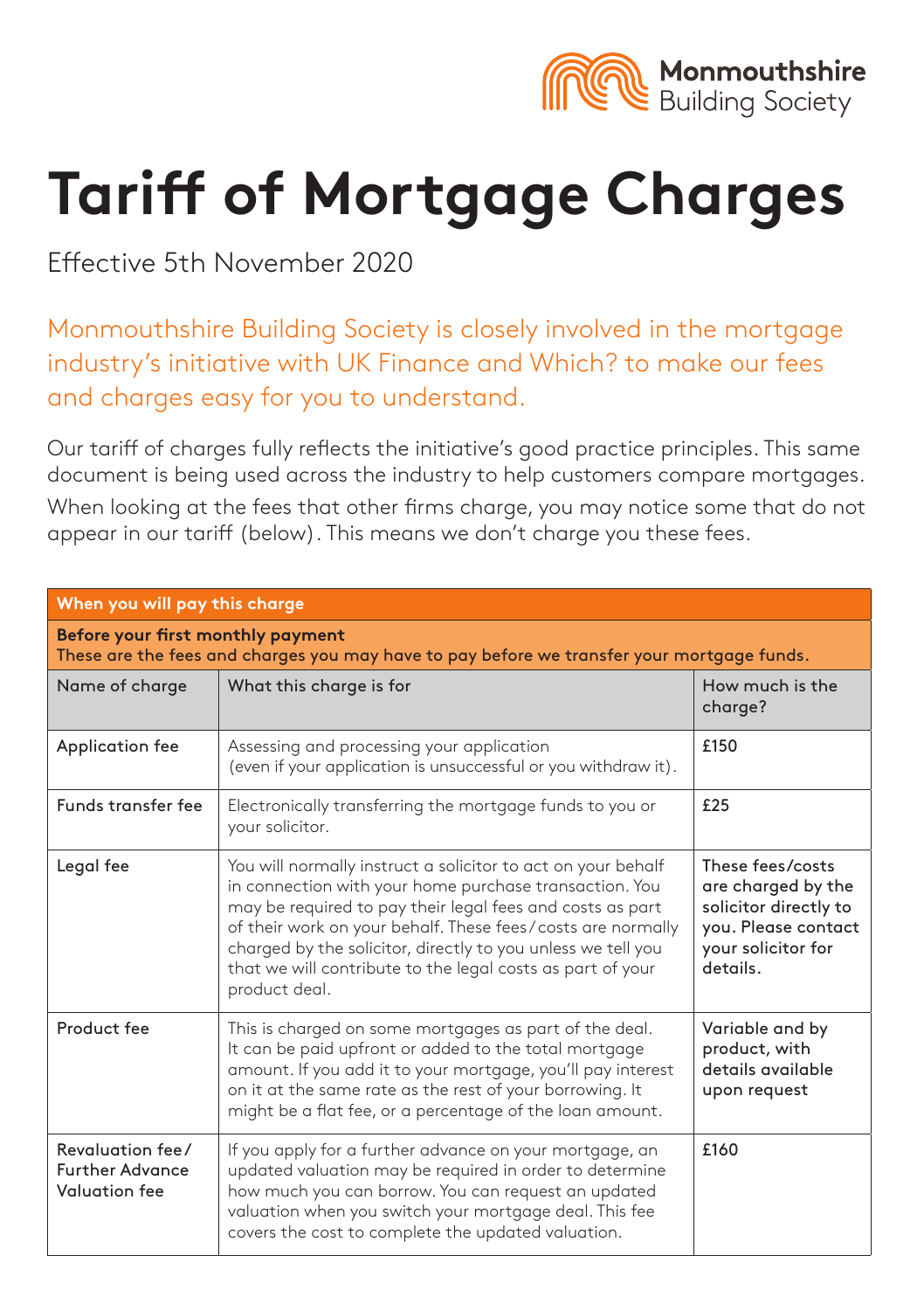Monmouthshire Building Society

# Tariff of Mortgage Charges

Effective 5th November 2020

Monmouthshire Building Society is closely involved in the mortgage industry's initiative with UK Finance and Which? to make our fees and charges easy for you to understand.

Our tariff of charges fully reflects the initiative's good practice principles. This same document is being used across the industry to help customers compare mortgages. When looking at the fees that other firms charge, you may notice some that do not appear in our tariff (below). This means we don't charge you these fees.

| **When you will pay this charge** | | |
|---|---|---|
| **Before your first monthly payment**<br>**These are the fees and charges you may have to pay before we transfer your mortgage funds.** | | |
| Name of charge | What this charge is for | How much is the charge? |
| Application fee | Assessing and processing your application (even if your application is unsuccessful or you withdraw it). | **£150** |
| Funds transfer fee | Electronically transferring the mortgage funds to you or your solicitor. | **£25** |
| Legal fee | You will normally instruct a solicitor to act on your behalf in connection with your home purchase transaction. You may be required to pay their legal fees and costs as part of their work on your behalf. These fees/costs are normally charged by the solicitor, directly to you unless we tell you that we will contribute to the legal costs as part of your product deal. | **These fees/costs are charged by the solicitor directly to you. Please contact your solicitor for details.** |
| Product fee | This is charged on some mortgages as part of the deal. It can be paid upfront or added to the total mortgage amount. If you add it to your mortgage, you'll pay interest on it at the same rate as the rest of your borrowing. It might be a flat fee, or a percentage of the loan amount. | **Variable and by product, with details available upon request** |
| Revaluation fee/ Further Advance Valuation fee | If you apply for a further advance on your mortgage, an updated valuation may be required in order to determine how much you can borrow. You can request an updated valuation when you switch your mortgage deal. This fee covers the cost to complete the updated valuation. | **£160** |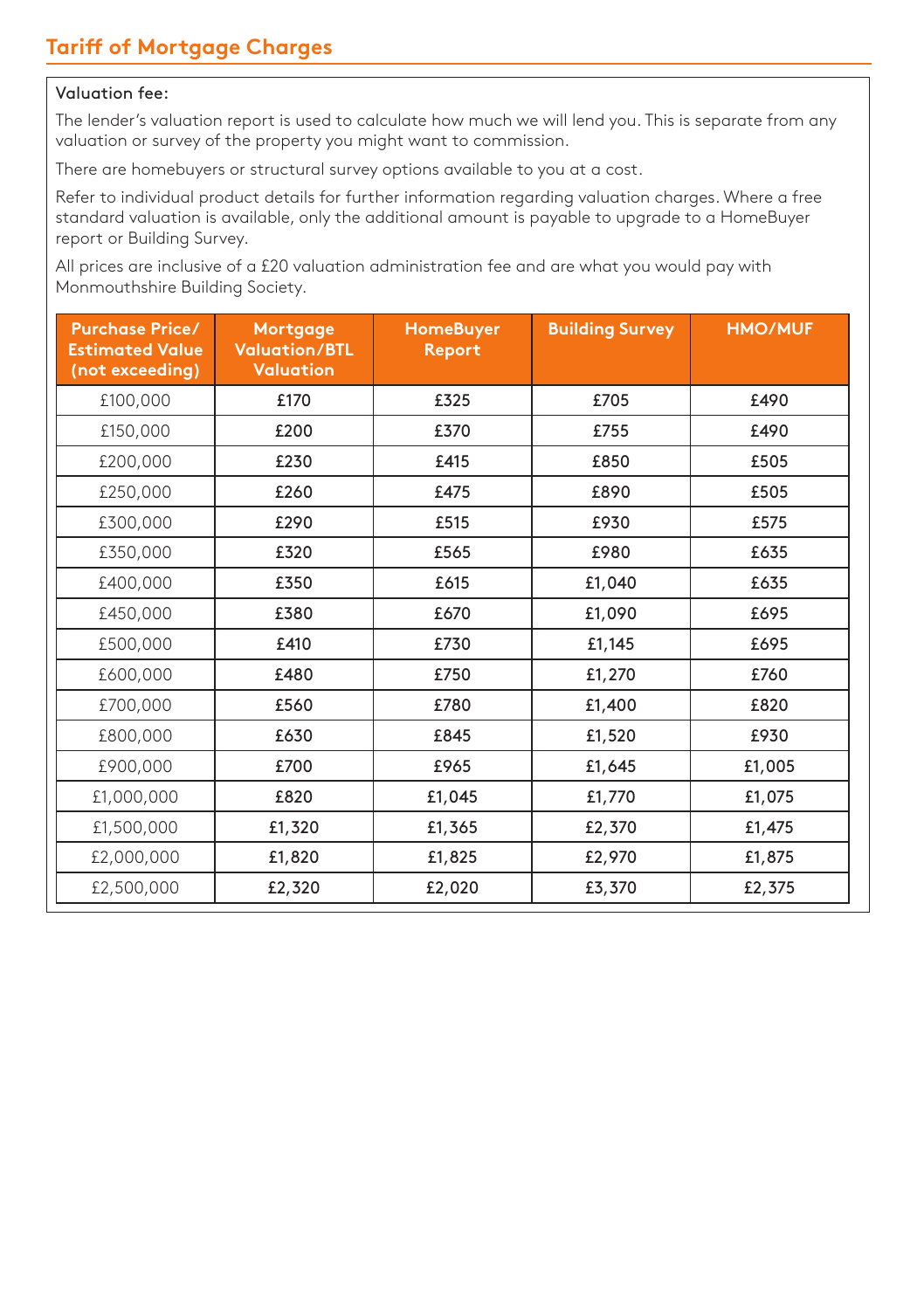## Tariff of Mortgage Charges

Valuation fee:

The lender's valuation report is used to calculate how much we will lend you. This is separate from any valuation or survey of the property you might want to commission.

There are homebuyers or structural survey options available to you at a cost.

Refer to individual product details for further information regarding valuation charges. Where a free standard valuation is available, only the additional amount is payable to upgrade to a HomeBuyer report or Building Survey.

All prices are inclusive of a £20 valuation administration fee and are what you would pay with Monmouthshire Building Society.

| Purchase Price/ Estimated Value (not exceeding) | Mortgage Valuation/BTL Valuation | HomeBuyer Report | Building Survey | HMO/MUF |
|---|---|---|---|---|
| £100,000 | £170 | £325 | £705 | £490 |
| £150,000 | £200 | £370 | £755 | £490 |
| £200,000 | £230 | £415 | £850 | £505 |
| £250,000 | £260 | £475 | £890 | £505 |
| £300,000 | £290 | £515 | £930 | £575 |
| £350,000 | £320 | £565 | £980 | £635 |
| £400,000 | £350 | £615 | £1,040 | £635 |
| £450,000 | £380 | £670 | £1,090 | £695 |
| £500,000 | £410 | £730 | £1,145 | £695 |
| £600,000 | £480 | £750 | £1,270 | £760 |
| £700,000 | £560 | £780 | £1,400 | £820 |
| £800,000 | £630 | £845 | £1,520 | £930 |
| £900,000 | £700 | £965 | £1,645 | £1,005 |
| £1,000,000 | £820 | £1,045 | £1,770 | £1,075 |
| £1,500,000 | £1,320 | £1,365 | £2,370 | £1,475 |
| £2,000,000 | £1,820 | £1,825 | £2,970 | £1,875 |
| £2,500,000 | £2,320 | £2,020 | £3,370 | £2,375 |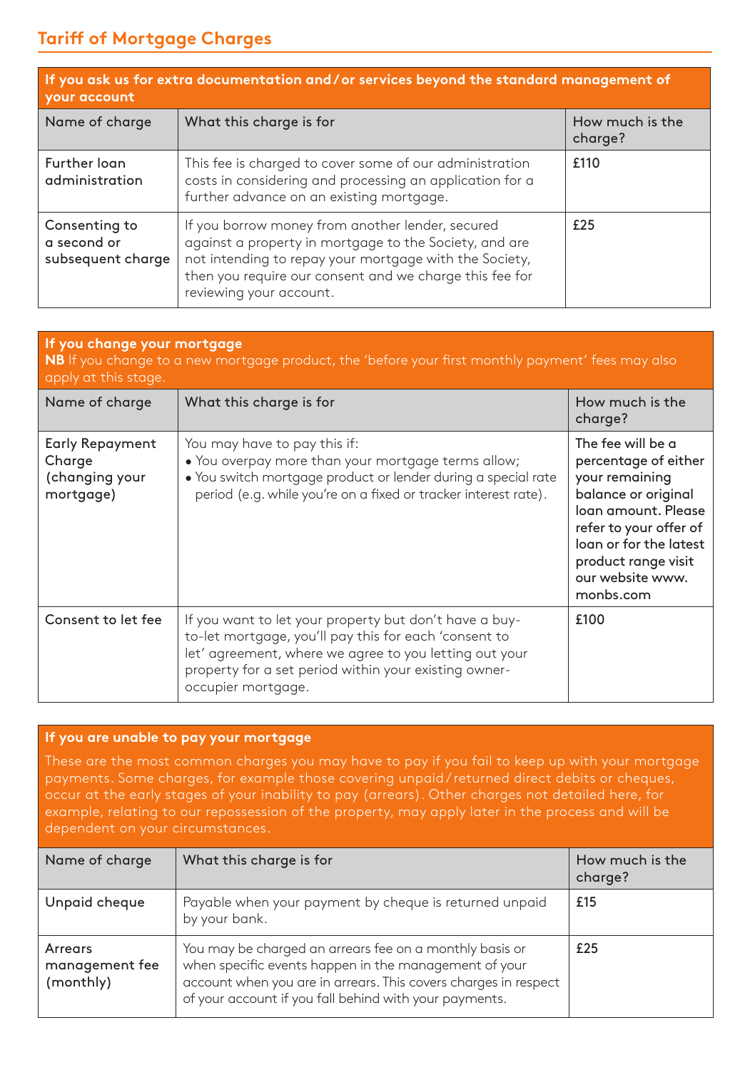## Tariff of Mortgage Charges

| If you ask us for extra documentation and/or services beyond the standard management of your account | | |
|---|---|---|
| **Name of charge** | **What this charge is for** | **How much is the charge?** |
| Further loan administration | This fee is charged to cover some of our administration costs in considering and processing an application for a further advance on an existing mortgage. | £110 |
| Consenting to a second or subsequent charge | If you borrow money from another lender, secured against a property in mortgage to the Society, and are not intending to repay your mortgage with the Society, then you require our consent and we charge this fee for reviewing your account. | £25 |

**If you change your mortgage**

**NB** If you change to a new mortgage product, the 'before your first monthly payment' fees may also apply at this stage.

| Name of charge | What this charge is for | How much is the charge? |
|---|---|---|
| Early Repayment Charge (changing your mortgage) | You may have to pay this if:<br>• You overpay more than your mortgage terms allow;<br>• You switch mortgage product or lender during a special rate period (e.g. while you're on a fixed or tracker interest rate). | The fee will be a percentage of either your remaining balance or original loan amount. Please refer to your offer of loan or for the latest product range visit our website www.monbs.com |
| Consent to let fee | If you want to let your property but don't have a buy-to-let mortgage, you'll pay this for each 'consent to let' agreement, where we agree to you letting out your property for a set period within your existing owner-occupier mortgage. | £100 |

**If you are unable to pay your mortgage**

These are the most common charges you may have to pay if you fail to keep up with your mortgage payments. Some charges, for example those covering unpaid/returned direct debits or cheques, occur at the early stages of your inability to pay (arrears). Other charges not detailed here, for example, relating to our repossession of the property, may apply later in the process and will be dependent on your circumstances.

| Name of charge | What this charge is for | How much is the charge? |
|---|---|---|
| Unpaid cheque | Payable when your payment by cheque is returned unpaid by your bank. | £15 |
| Arrears management fee (monthly) | You may be charged an arrears fee on a monthly basis or when specific events happen in the management of your account when you are in arrears. This covers charges in respect of your account if you fall behind with your payments. | £25 |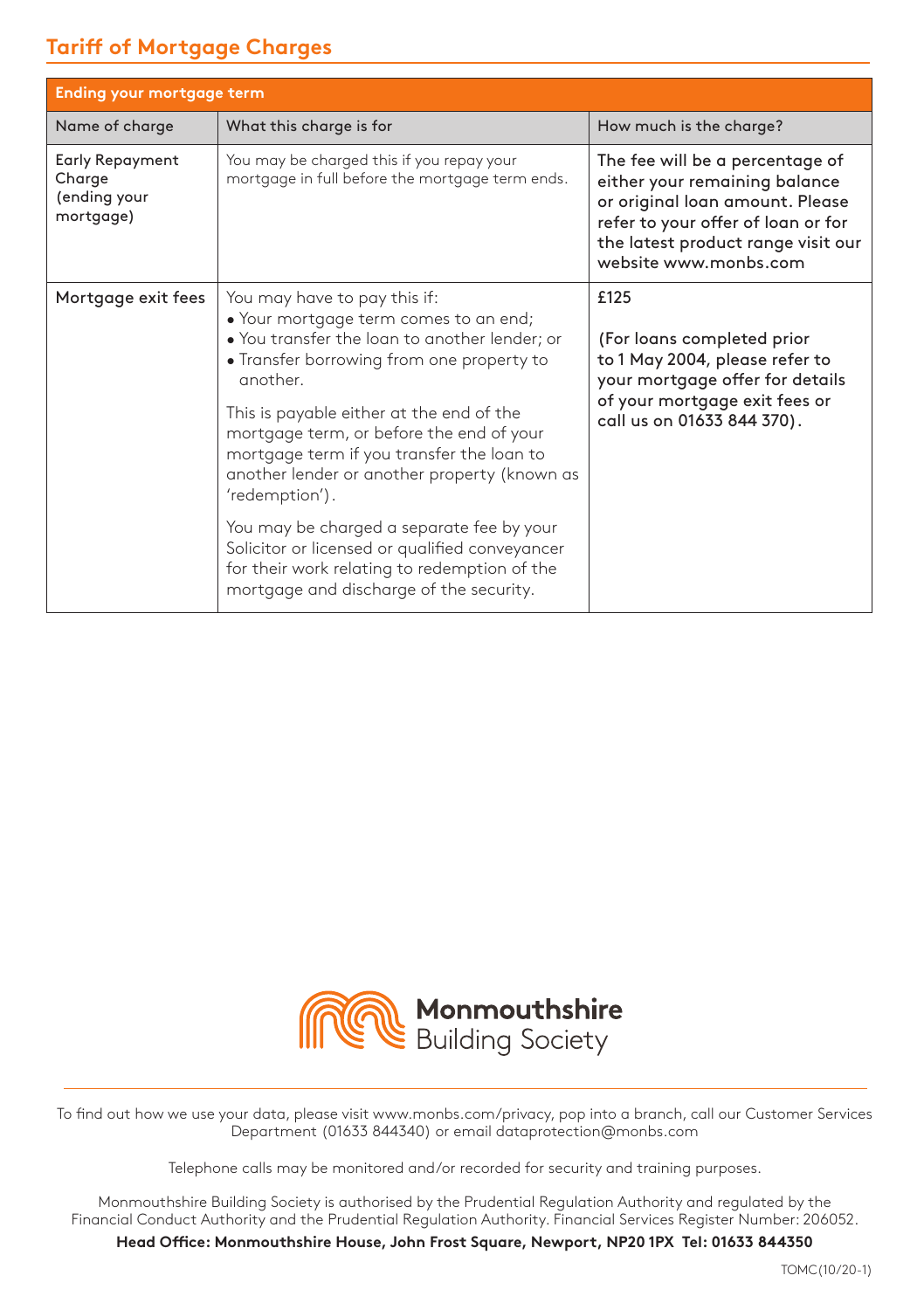## Tariff of Mortgage Charges

| Ending your mortgage term | | |
|---|---|---|
| Name of charge | What this charge is for | How much is the charge? |
| Early Repayment Charge (ending your mortgage) | You may be charged this if you repay your mortgage in full before the mortgage term ends. | The fee will be a percentage of either your remaining balance or original loan amount. Please refer to your offer of loan or for the latest product range visit our website www.monbs.com |
| Mortgage exit fees | You may have to pay this if:<br>• Your mortgage term comes to an end;<br>• You transfer the loan to another lender; or<br>• Transfer borrowing from one property to another.<br><br>This is payable either at the end of the mortgage term, or before the end of your mortgage term if you transfer the loan to another lender or another property (known as 'redemption').<br><br>You may be charged a separate fee by your Solicitor or licensed or qualified conveyancer for their work relating to redemption of the mortgage and discharge of the security. | £125<br><br>(For loans completed prior to 1 May 2004, please refer to your mortgage offer for details of your mortgage exit fees or call us on 01633 844 370). |

**Monmouthshire** Building Society

To find out how we use your data, please visit www.monbs.com/privacy, pop into a branch, call our Customer Services Department (01633 844340) or email dataprotection@monbs.com

Telephone calls may be monitored and/or recorded for security and training purposes.

Monmouthshire Building Society is authorised by the Prudential Regulation Authority and regulated by the Financial Conduct Authority and the Prudential Regulation Authority. Financial Services Register Number: 206052.

**Head Office: Monmouthshire House, John Frost Square, Newport, NP20 1PX Tel: 01633 844350**

TOMC(10/20-1)